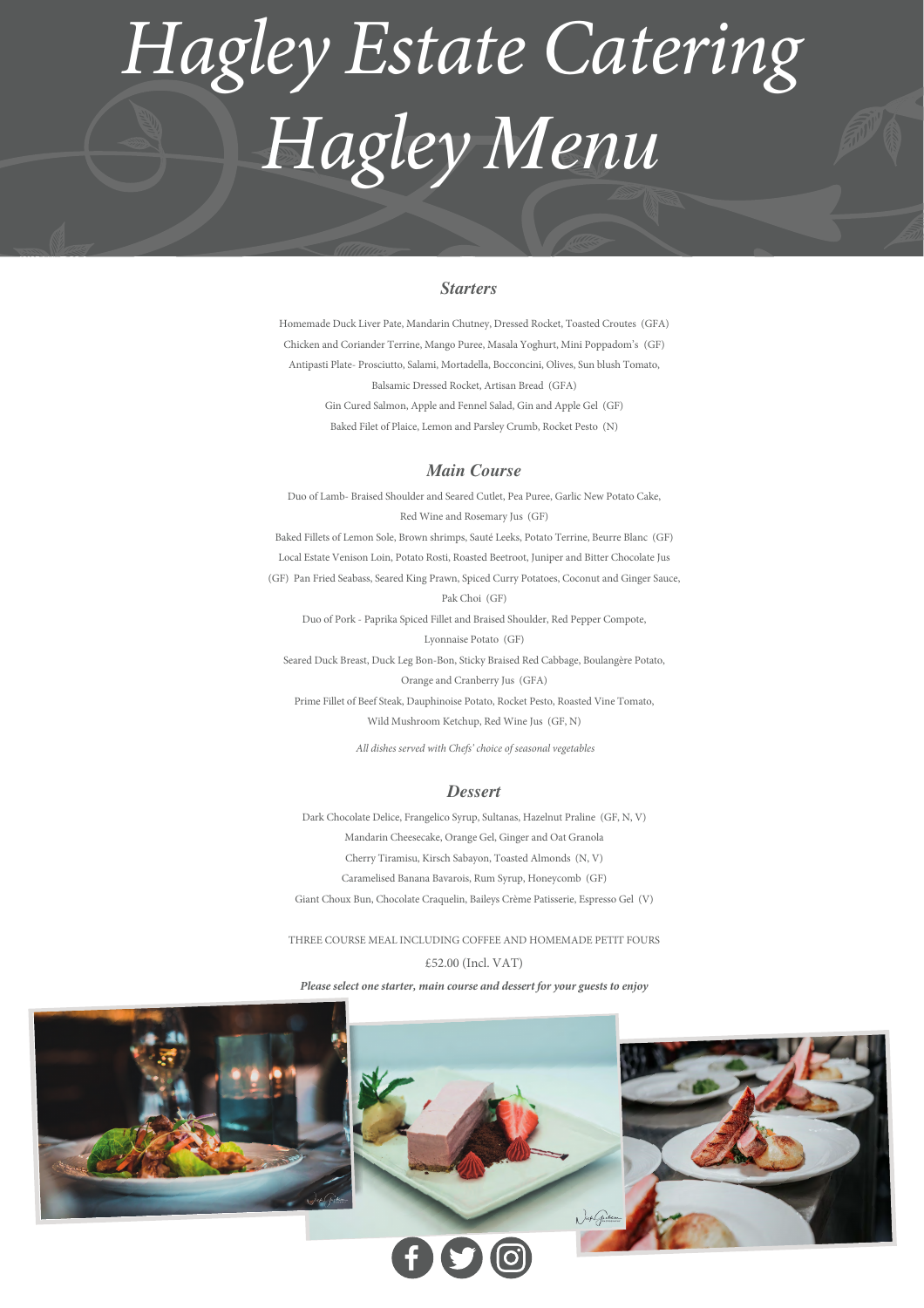# Hagley Estate Catering
# Hagley Menu

## *Starters*

Homemade Duck Liver Pate, Mandarin Chutney, Dressed Rocket, Toasted Croutes (GFA)

Chicken and Coriander Terrine, Mango Puree, Masala Yoghurt, Mini Poppadom's (GF)

Antipasti Plate- Prosciutto, Salami, Mortadella, Bocconcini, Olives, Sun blush Tomato, Balsamic Dressed Rocket, Artisan Bread (GFA)

Gin Cured Salmon, Apple and Fennel Salad, Gin and Apple Gel (GF)

Baked Filet of Plaice, Lemon and Parsley Crumb, Rocket Pesto (N)

## *Main Course*

Duo of Lamb- Braised Shoulder and Seared Cutlet, Pea Puree, Garlic New Potato Cake, Red Wine and Rosemary Jus (GF)

Baked Fillets of Lemon Sole, Brown shrimps, Sauté Leeks, Potato Terrine, Beurre Blanc (GF)

Local Estate Venison Loin, Potato Rosti, Roasted Beetroot, Juniper and Bitter Chocolate Jus (GF)

Pan Fried Seabass, Seared King Prawn, Spiced Curry Potatoes, Coconut and Ginger Sauce, Pak Choi (GF)

Duo of Pork - Paprika Spiced Fillet and Braised Shoulder, Red Pepper Compote, Lyonnaise Potato (GF)

Seared Duck Breast, Duck Leg Bon-Bon, Sticky Braised Red Cabbage, Boulangère Potato, Orange and Cranberry Jus (GFA)

Prime Fillet of Beef Steak, Dauphinoise Potato, Rocket Pesto, Roasted Vine Tomato, Wild Mushroom Ketchup, Red Wine Jus (GF, N)

*All dishes served with Chefs' choice of seasonal vegetables*

## *Dessert*

Dark Chocolate Delice, Frangelico Syrup, Sultanas, Hazelnut Praline (GF, N, V)

Mandarin Cheesecake, Orange Gel, Ginger and Oat Granola

Cherry Tiramisu, Kirsch Sabayon, Toasted Almonds (N, V)

Caramelised Banana Bavarois, Rum Syrup, Honeycomb (GF)

Giant Choux Bun, Chocolate Craquelin, Baileys Crème Patisserie, Espresso Gel (V)

THREE COURSE MEAL INCLUDING COFFEE AND HOMEMADE PETIT FOURS

£52.00 (Incl. VAT)

***Please select one starter, main course and dessert for your guests to enjoy***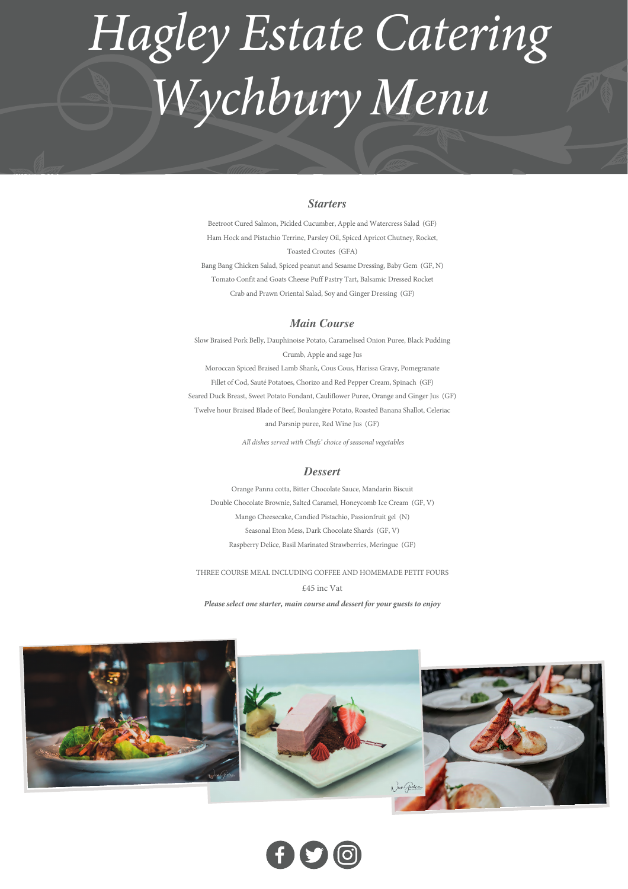# Hagley Estate Catering
# Wychbury Menu

### *Starters*

Beetroot Cured Salmon, Pickled Cucumber, Apple and Watercress Salad (GF)

Ham Hock and Pistachio Terrine, Parsley Oil, Spiced Apricot Chutney, Rocket, Toasted Croutes (GFA)

Bang Bang Chicken Salad, Spiced peanut and Sesame Dressing, Baby Gem (GF, N)

Tomato Confit and Goats Cheese Puff Pastry Tart, Balsamic Dressed Rocket

Crab and Prawn Oriental Salad, Soy and Ginger Dressing (GF)

### *Main Course*

Slow Braised Pork Belly, Dauphinoise Potato, Caramelised Onion Puree, Black Pudding Crumb, Apple and sage Jus

Moroccan Spiced Braised Lamb Shank, Cous Cous, Harissa Gravy, Pomegranate

Fillet of Cod, Sauté Potatoes, Chorizo and Red Pepper Cream, Spinach (GF)

Seared Duck Breast, Sweet Potato Fondant, Cauliflower Puree, Orange and Ginger Jus (GF)

Twelve hour Braised Blade of Beef, Boulangère Potato, Roasted Banana Shallot, Celeriac and Parsnip puree, Red Wine Jus (GF)

*All dishes served with Chefs' choice of seasonal vegetables*

### *Dessert*

Orange Panna cotta, Bitter Chocolate Sauce, Mandarin Biscuit

Double Chocolate Brownie, Salted Caramel, Honeycomb Ice Cream (GF, V)

Mango Cheesecake, Candied Pistachio, Passionfruit gel (N)

Seasonal Eton Mess, Dark Chocolate Shards (GF, V)

Raspberry Delice, Basil Marinated Strawberries, Meringue (GF)

THREE COURSE MEAL INCLUDING COFFEE AND HOMEMADE PETIT FOURS

£45 inc Vat

***Please select one starter, main course and dessert for your guests to enjoy***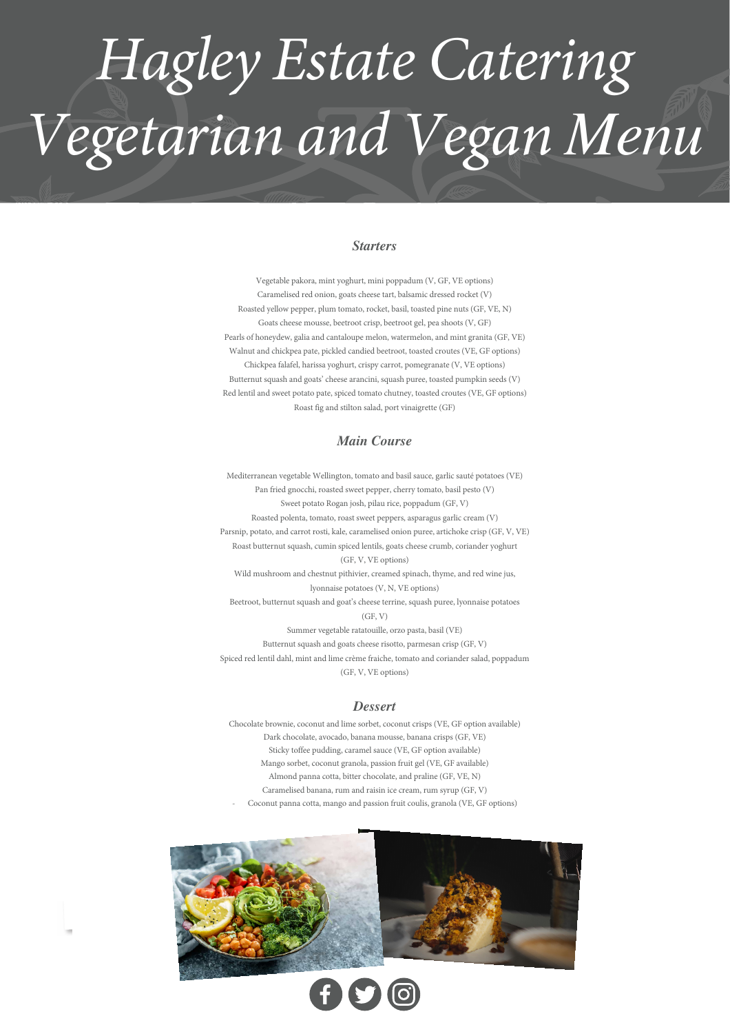# Hagley Estate Catering Vegetarian and Vegan Menu

### *Starters*

Vegetable pakora, mint yoghurt, mini poppadum (V, GF, VE options)
Caramelised red onion, goats cheese tart, balsamic dressed rocket (V)
Roasted yellow pepper, plum tomato, rocket, basil, toasted pine nuts (GF, VE, N)
Goats cheese mousse, beetroot crisp, beetroot gel, pea shoots (V, GF)
Pearls of honeydew, galia and cantaloupe melon, watermelon, and mint granita (GF, VE)
Walnut and chickpea pate, pickled candied beetroot, toasted croutes (VE, GF options)
Chickpea falafel, harissa yoghurt, crispy carrot, pomegranate (V, VE options)
Butternut squash and goats' cheese arancini, squash puree, toasted pumpkin seeds (V)
Red lentil and sweet potato pate, spiced tomato chutney, toasted croutes (VE, GF options)
Roast fig and stilton salad, port vinaigrette (GF)

### *Main Course*

Mediterranean vegetable Wellington, tomato and basil sauce, garlic sauté potatoes (VE)
Pan fried gnocchi, roasted sweet pepper, cherry tomato, basil pesto (V)
Sweet potato Rogan josh, pilau rice, poppadum (GF, V)
Roasted polenta, tomato, roast sweet peppers, asparagus garlic cream (V)
Parsnip, potato, and carrot rosti, kale, caramelised onion puree, artichoke crisp (GF, V, VE)
Roast butternut squash, cumin spiced lentils, goats cheese crumb, coriander yoghurt (GF, V, VE options)
Wild mushroom and chestnut pithivier, creamed spinach, thyme, and red wine jus, lyonnaise potatoes (V, N, VE options)
Beetroot, butternut squash and goat's cheese terrine, squash puree, lyonnaise potatoes (GF, V)
Summer vegetable ratatouille, orzo pasta, basil (VE)
Butternut squash and goats cheese risotto, parmesan crisp (GF, V)
Spiced red lentil dahl, mint and lime crème fraiche, tomato and coriander salad, poppadum (GF, V, VE options)

### *Dessert*

Chocolate brownie, coconut and lime sorbet, coconut crisps (VE, GF option available)
Dark chocolate, avocado, banana mousse, banana crisps (GF, VE)
Sticky toffee pudding, caramel sauce (VE, GF option available)
Mango sorbet, coconut granola, passion fruit gel (VE, GF available)
Almond panna cotta, bitter chocolate, and praline (GF, VE, N)
Caramelised banana, rum and raisin ice cream, rum syrup (GF, V)
- Coconut panna cotta, mango and passion fruit coulis, granola (VE, GF options)